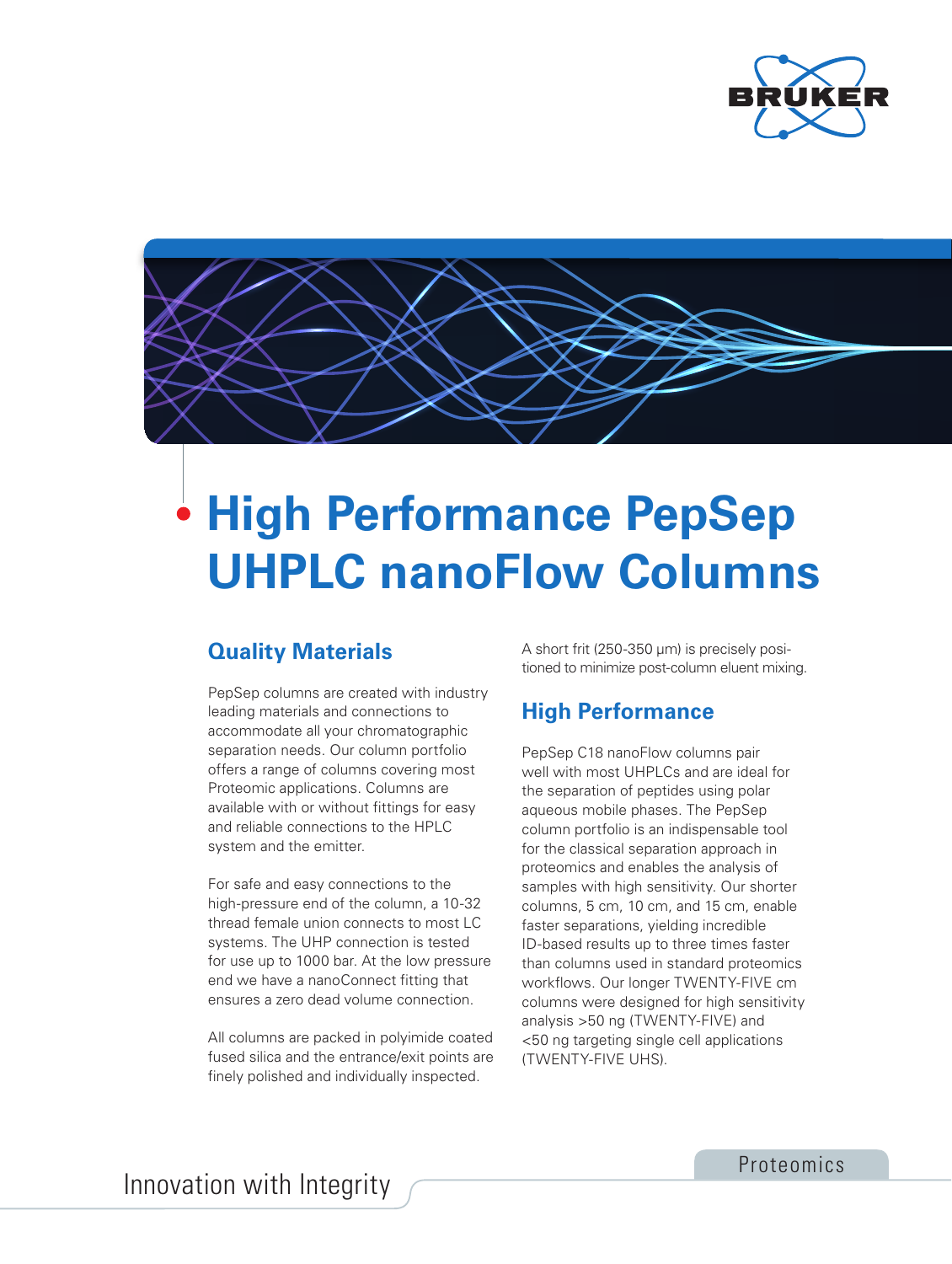# High Performance PepSep UHPLC nanoFlow Columns

## Quality Materials

PepSep columns are created with industry leading materials and connections to accommodate all your chromatographic separation needs. Our column portfolio offers a range of columns covering most Proteomic applications. Columns are available with or without fittings for easy and reliable connections to the HPLC system and the emitter.

For safe and easy connections to the high-pressure end of the column, a 10-32 thread female union connects to most LC systems. The UHP connection is tested for use up to 1000 bar. At the low pressure end we have a nanoConnect fitting that ensures a zero dead volume connection.

All columns are packed in polyimide coated fused silica and the entrance/exit points are finely polished and individually inspected.

A short frit (250-350 µm) is precisely positioned to minimize post-column eluent mixing.

## High Performance

PepSep C18 nanoFlow columns pair well with most UHPLCs and are ideal for the separation of peptides using polar aqueous mobile phases. The PepSep column portfolio is an indispensable tool for the classical separation approach in proteomics and enables the analysis of samples with high sensitivity. Our shorter columns, 5 cm, 10 cm, and 15 cm, enable faster separations, yielding incredible ID-based results up to three times faster than columns used in standard proteomics workflows. Our longer TWENTY-FIVE cm columns were designed for high sensitivity analysis >50 ng (TWENTY-FIVE) and <50 ng targeting single cell applications (TWENTY-FIVE UHS).

Innovation with Integrity

Proteomics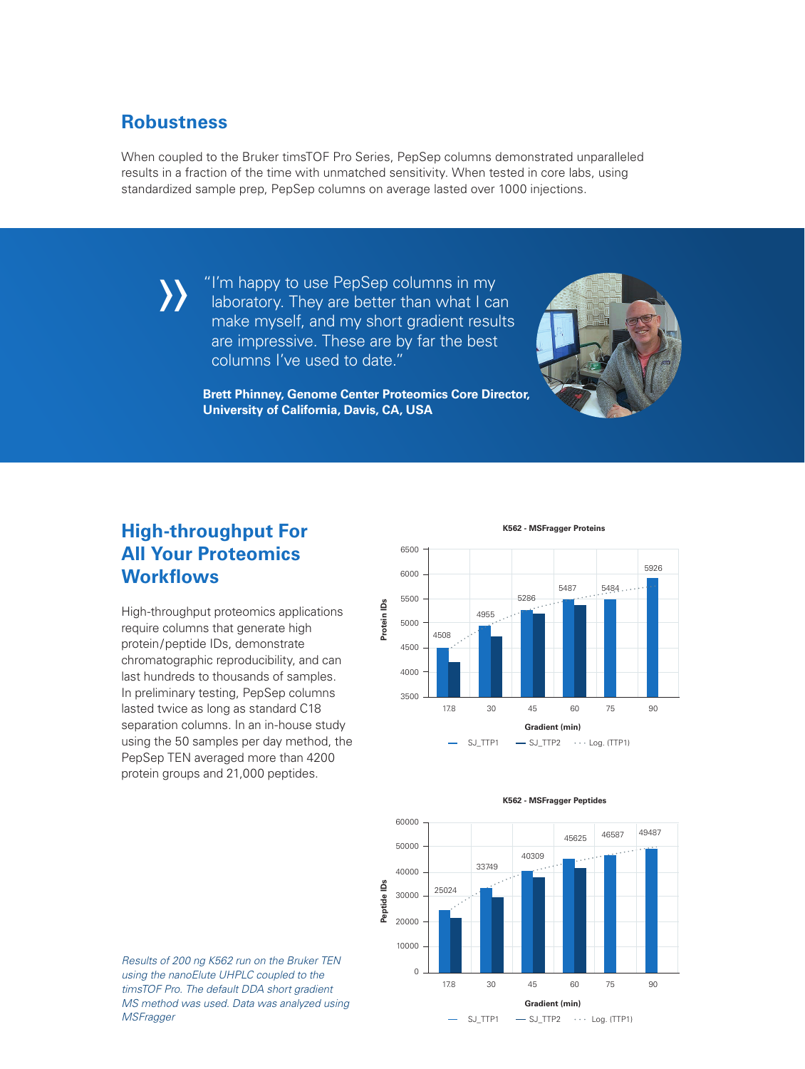## Robustness

When coupled to the Bruker timsTOF Pro Series, PepSep columns demonstrated unparalleled results in a fraction of the time with unmatched sensitivity. When tested in core labs, using standardized sample prep, PepSep columns on average lasted over 1000 injections.

> "I'm happy to use PepSep columns in my laboratory. They are better than what I can make myself, and my short gradient results are impressive. These are by far the best columns I've used to date."
>
> **Brett Phinney, Genome Center Proteomics Core Director, University of California, Davis, CA, USA**

## High-throughput For All Your Proteomics Workflows

High-throughput proteomics applications require columns that generate high protein/peptide IDs, demonstrate chromatographic reproducibility, and can last hundreds to thousands of samples. In preliminary testing, PepSep columns lasted twice as long as standard C18 separation columns. In an in-house study using the 50 samples per day method, the PepSep TEN averaged more than 4200 protein groups and 21,000 peptides.

**K562 - MSFragger Proteins**

| Gradient (min) | SJ_TTP1 (Protein IDs) |
|---|---|
| 17.8 | 4508 |
| 30 | 4955 |
| 45 | 5286 |
| 60 | 5487 |
| 75 | 5484 |
| 90 | 5926 |

Legend: SJ_TTP1, SJ_TTP2, Log. (TTP1)

**K562 - MSFragger Peptides**

| Gradient (min) | SJ_TTP1 (Peptide IDs) |
|---|---|
| 17.8 | 25024 |
| 30 | 33749 |
| 45 | 40309 |
| 60 | 45625 |
| 75 | 46587 |
| 90 | 49487 |

Legend: SJ_TTP1, SJ_TTP2, Log. (TTP1)

*Results of 200 ng K562 run on the Bruker TEN using the nanoElute UHPLC coupled to the timsTOF Pro. The default DDA short gradient MS method was used. Data was analyzed using MSFragger*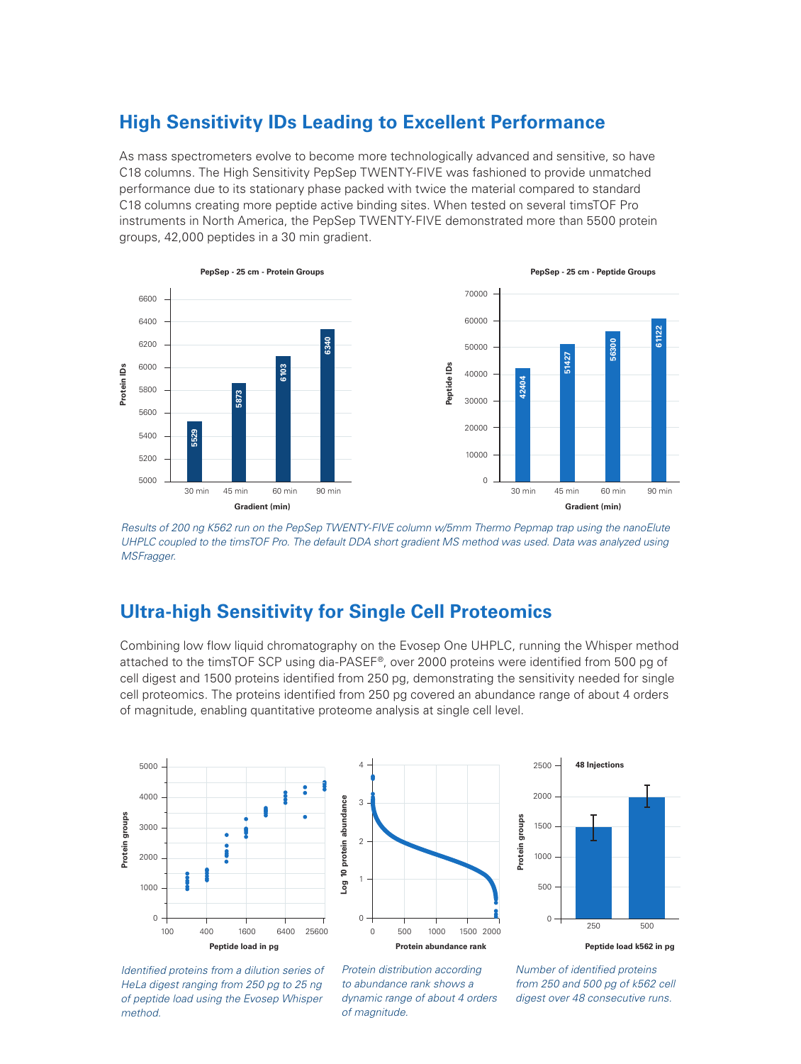## High Sensitivity IDs Leading to Excellent Performance

As mass spectrometers evolve to become more technologically advanced and sensitive, so have C18 columns. The High Sensitivity PepSep TWENTY-FIVE was fashioned to provide unmatched performance due to its stationary phase packed with twice the material compared to standard C18 columns creating more peptide active binding sites. When tested on several timsTOF Pro instruments in North America, the PepSep TWENTY-FIVE demonstrated more than 5500 protein groups, 42,000 peptides in a 30 min gradient.

**PepSep - 25 cm - Protein Groups**

| Gradient (min) | Protein IDs |
|---|---|
| 30 min | 5529 |
| 45 min | 5873 |
| 60 min | 6103 |
| 90 min | 6340 |

**PepSep - 25 cm - Peptide Groups**

| Gradient (min) | Peptide IDs |
|---|---|
| 30 min | 42404 |
| 45 min | 51427 |
| 60 min | 56300 |
| 90 min | 61122 |

*Results of 200 ng K562 run on the PepSep TWENTY-FIVE column w/5mm Thermo Pepmap trap using the nanoElute UHPLC coupled to the timsTOF Pro. The default DDA short gradient MS method was used. Data was analyzed using MSFragger.*

## Ultra-high Sensitivity for Single Cell Proteomics

Combining low flow liquid chromatography on the Evosep One UHPLC, running the Whisper method attached to the timsTOF SCP using dia-PASEF®, over 2000 proteins were identified from 500 pg of cell digest and 1500 proteins identified from 250 pg, demonstrating the sensitivity needed for single cell proteomics. The proteins identified from 250 pg covered an abundance range of about 4 orders of magnitude, enabling quantitative proteome analysis at single cell level.

*Identified proteins from a dilution series of HeLa digest ranging from 250 pg to 25 ng of peptide load using the Evosep Whisper method.*

*Protein distribution according to abundance rank shows a dynamic range of about 4 orders of magnitude.*

**48 Injections**

*Number of identified proteins from 250 and 500 pg of k562 cell digest over 48 consecutive runs.*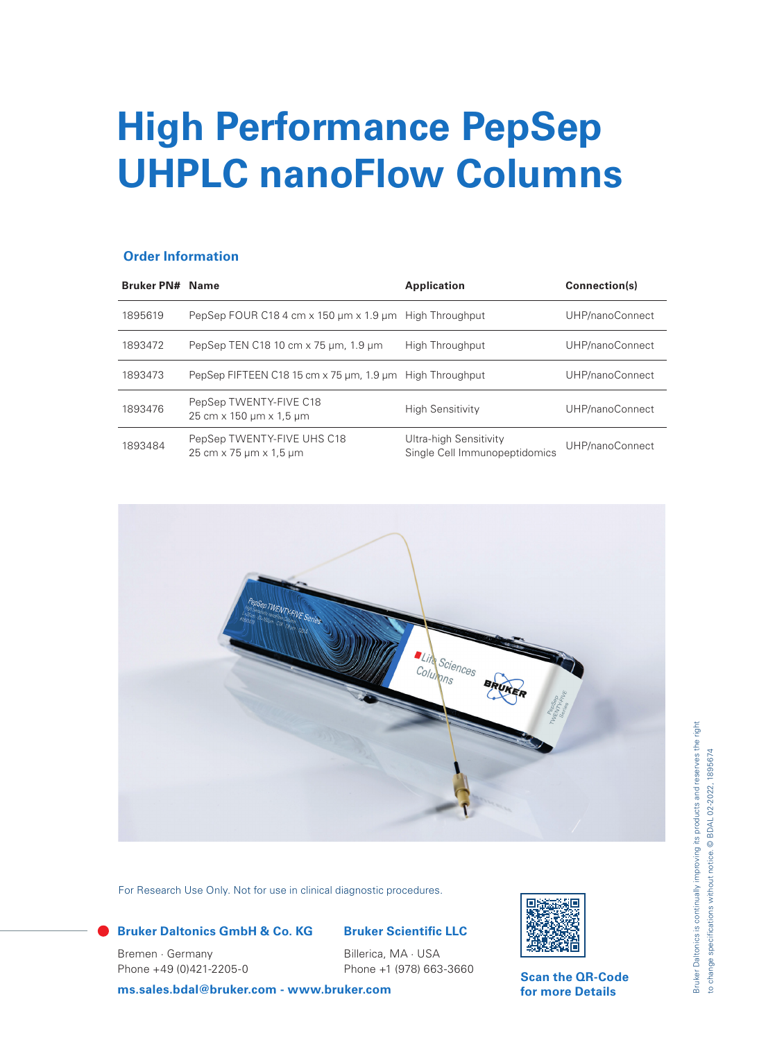# High Performance PepSep UHPLC nanoFlow Columns

### Order Information

| Bruker PN# | Name | Application | Connection(s) |
|---|---|---|---|
| 1895619 | PepSep FOUR C18 4 cm x 150 µm x 1.9 µm | High Throughput | UHP/nanoConnect |
| 1893472 | PepSep TEN C18 10 cm x 75 µm, 1.9 µm | High Throughput | UHP/nanoConnect |
| 1893473 | PepSep FIFTEEN C18 15 cm x 75 µm, 1.9 µm | High Throughput | UHP/nanoConnect |
| 1893476 | PepSep TWENTY-FIVE C18 25 cm x 150 µm x 1,5 µm | High Sensitivity | UHP/nanoConnect |
| 1893484 | PepSep TWENTY-FIVE UHS C18 25 cm x 75 µm x 1,5 µm | Ultra-high Sensitivity Single Cell Immunopeptidomics | UHP/nanoConnect |

For Research Use Only. Not for use in clinical diagnostic procedures.

**Bruker Daltonics GmbH & Co. KG**

Bremen · Germany
Phone +49 (0)421-2205-0

**Bruker Scientific LLC**

Billerica, MA · USA
Phone +1 (978) 663-3660

**ms.sales.bdal@bruker.com - www.bruker.com**

**Scan the QR-Code for more Details**

Bruker Daltonics is continually improving its products and reserves the right to change specifications without notice. © BDAL 02-2022, 1895674